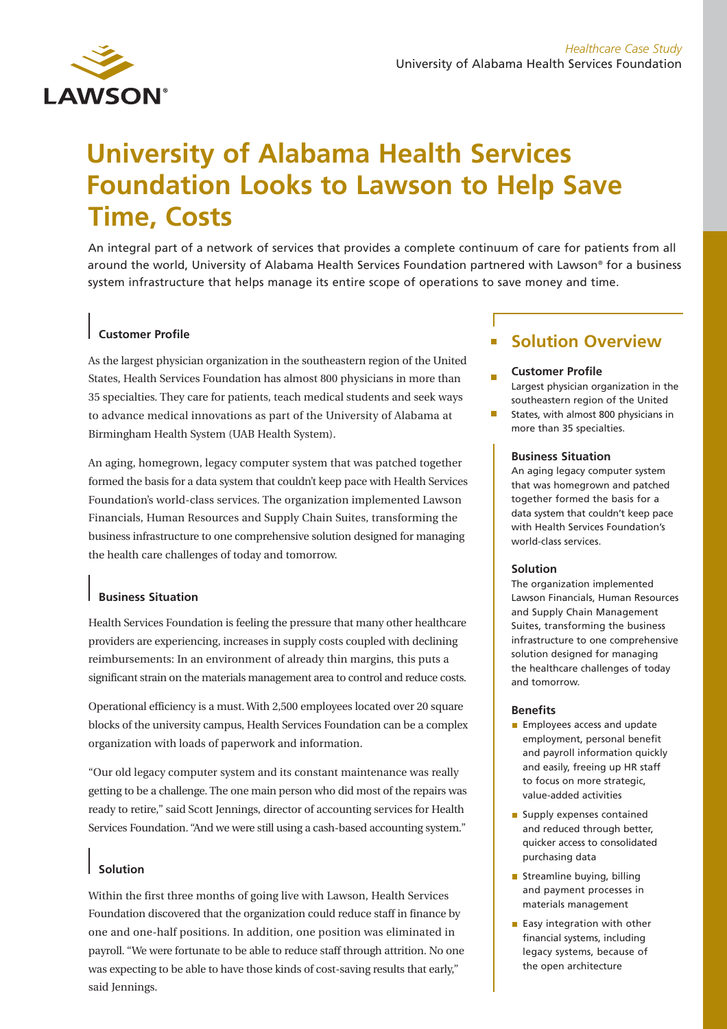*Healthcare Case Study*
University of Alabama Health Services Foundation

# University of Alabama Health Services Foundation Looks to Lawson to Help Save Time, Costs

An integral part of a network of services that provides a complete continuum of care for patients from all around the world, University of Alabama Health Services Foundation partnered with Lawson® for a business system infrastructure that helps manage its entire scope of operations to save money and time.

### Customer Profile

As the largest physician organization in the southeastern region of the United States, Health Services Foundation has almost 800 physicians in more than 35 specialties. They care for patients, teach medical students and seek ways to advance medical innovations as part of the University of Alabama at Birmingham Health System (UAB Health System).

An aging, homegrown, legacy computer system that was patched together formed the basis for a data system that couldn't keep pace with Health Services Foundation's world-class services. The organization implemented Lawson Financials, Human Resources and Supply Chain Suites, transforming the business infrastructure to one comprehensive solution designed for managing the health care challenges of today and tomorrow.

### Business Situation

Health Services Foundation is feeling the pressure that many other healthcare providers are experiencing, increases in supply costs coupled with declining reimbursements: In an environment of already thin margins, this puts a significant strain on the materials management area to control and reduce costs.

Operational efficiency is a must. With 2,500 employees located over 20 square blocks of the university campus, Health Services Foundation can be a complex organization with loads of paperwork and information.

"Our old legacy computer system and its constant maintenance was really getting to be a challenge. The one main person who did most of the repairs was ready to retire," said Scott Jennings, director of accounting services for Health Services Foundation. "And we were still using a cash-based accounting system."

### Solution

Within the first three months of going live with Lawson, Health Services Foundation discovered that the organization could reduce staff in finance by one and one-half positions. In addition, one position was eliminated in payroll. "We were fortunate to be able to reduce staff through attrition. No one was expecting to be able to have those kinds of cost-saving results that early," said Jennings.

## Solution Overview

**Customer Profile**

Largest physician organization in the southeastern region of the United States, with almost 800 physicians in more than 35 specialties.

**Business Situation**

An aging legacy computer system that was homegrown and patched together formed the basis for a data system that couldn't keep pace with Health Services Foundation's world-class services.

**Solution**

The organization implemented Lawson Financials, Human Resources and Supply Chain Management Suites, transforming the business infrastructure to one comprehensive solution designed for managing the healthcare challenges of today and tomorrow.

**Benefits**

- Employees access and update employment, personal benefit and payroll information quickly and easily, freeing up HR staff to focus on more strategic, value-added activities
- Supply expenses contained and reduced through better, quicker access to consolidated purchasing data
- Streamline buying, billing and payment processes in materials management
- Easy integration with other financial systems, including legacy systems, because of the open architecture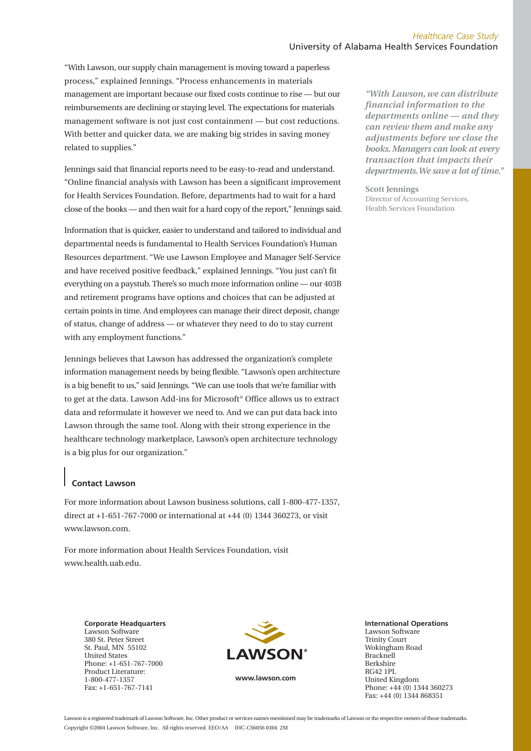"With Lawson, our supply chain management is moving toward a paperless process," explained Jennings. "Process enhancements in materials management are important because our fixed costs continue to rise — but our reimbursements are declining or staying level. The expectations for materials management software is not just cost containment — but cost reductions. With better and quicker data, we are making big strides in saving money related to supplies."

Jennings said that financial reports need to be easy-to-read and understand. "Online financial analysis with Lawson has been a significant improvement for Health Services Foundation. Before, departments had to wait for a hard close of the books — and then wait for a hard copy of the report," Jennings said.

*"With Lawson, we can distribute financial information to the departments online — and they can review them and make any adjustments before we close the books. Managers can look at every transaction that impacts their departments. We save a lot of time."*

**Scott Jennings**
Director of Accounting Services,
Health Services Foundation

Information that is quicker, easier to understand and tailored to individual and departmental needs is fundamental to Health Services Foundation's Human Resources department. "We use Lawson Employee and Manager Self-Service and have received positive feedback," explained Jennings. "You just can't fit everything on a paystub. There's so much more information online — our 403B and retirement programs have options and choices that can be adjusted at certain points in time. And employees can manage their direct deposit, change of status, change of address — or whatever they need to do to stay current with any employment functions."

Jennings believes that Lawson has addressed the organization's complete information management needs by being flexible. "Lawson's open architecture is a big benefit to us," said Jennings. "We can use tools that we're familiar with to get at the data. Lawson Add-ins for Microsoft® Office allows us to extract data and reformulate it however we need to. And we can put data back into Lawson through the same tool. Along with their strong experience in the healthcare technology marketplace, Lawson's open architecture technology is a big plus for our organization."

## Contact Lawson

For more information about Lawson business solutions, call 1-800-477-1357, direct at +1-651-767-7000 or international at +44 (0) 1344 360273, or visit www.lawson.com.

For more information about Health Services Foundation, visit www.health.uab.edu.

**Corporate Headquarters**
Lawson Software
380 St. Peter Street
St. Paul, MN 55102
United States
Phone: +1-651-767-7000
Product Literature:
1-800-477-1357
Fax: +1-651-767-7141

LAWSON®

www.lawson.com

**International Operations**
Lawson Software
Trinity Court
Wokingham Road
Bracknell
Berkshire
RG42 1PL
United Kingdom
Phone: +44 (0) 1344 360273
Fax: +44 (0) 1344 868351

Lawson is a registered trademark of Lawson Software, Inc. Other product or services names mentioned may be trademarks of Lawson or the respective owners of those trademarks.
Copyright ©2004 Lawson Software, Inc. All rights reserved. EEO/AA IHC-CS6056 0304 2M